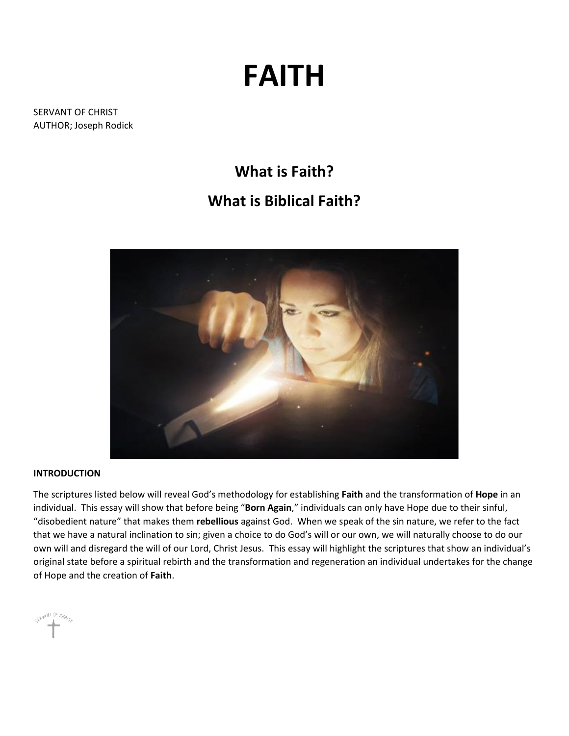# FAITH

SERVANT OF CHRIST
AUTHOR; Joseph Rodick

## What is Faith?

## What is Biblical Faith?

**INTRODUCTION**

The scriptures listed below will reveal God's methodology for establishing **Faith** and the transformation of **Hope** in an individual. This essay will show that before being "**Born Again**," individuals can only have Hope due to their sinful, "disobedient nature" that makes them **rebellious** against God. When we speak of the sin nature, we refer to the fact that we have a natural inclination to sin; given a choice to do God's will or our own, we will naturally choose to do our own will and disregard the will of our Lord, Christ Jesus. This essay will highlight the scriptures that show an individual's original state before a spiritual rebirth and the transformation and regeneration an individual undertakes for the change of Hope and the creation of **Faith**.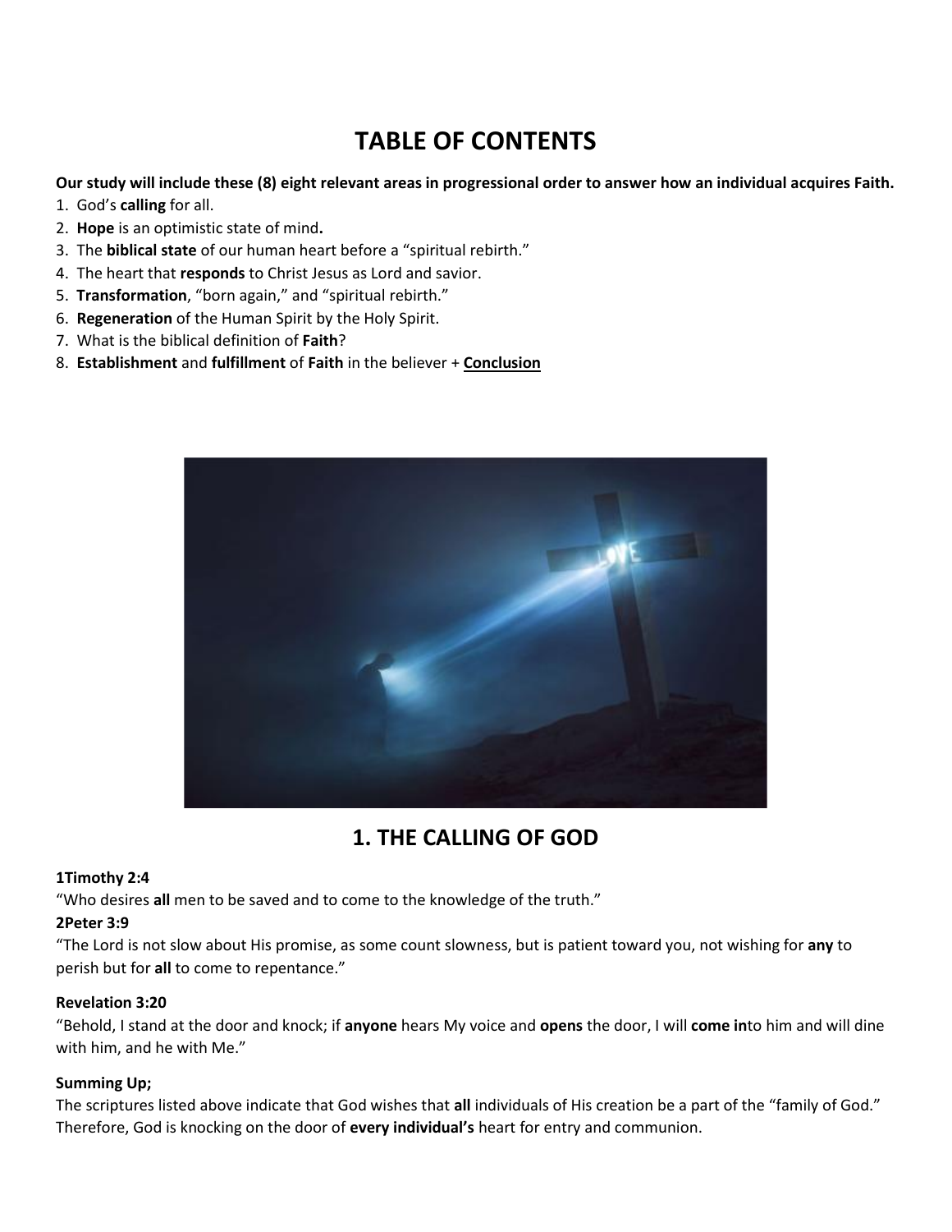# TABLE OF CONTENTS

**Our study will include these (8) eight relevant areas in progressional order to answer how an individual acquires Faith.**

1. God's **calling** for all.
2. **Hope** is an optimistic state of mind**.**
3. The **biblical state** of our human heart before a "spiritual rebirth."
4. The heart that **responds** to Christ Jesus as Lord and savior.
5. **Transformation**, "born again," and "spiritual rebirth."
6. **Regeneration** of the Human Spirit by the Holy Spirit.
7. What is the biblical definition of **Faith**?
8. **Establishment** and **fulfillment** of **Faith** in the believer + **<u>Conclusion</u>**

## 1. THE CALLING OF GOD

**1Timothy 2:4**
"Who desires **all** men to be saved and to come to the knowledge of the truth."

**2Peter 3:9**
"The Lord is not slow about His promise, as some count slowness, but is patient toward you, not wishing for **any** to perish but for **all** to come to repentance."

**Revelation 3:20**
"Behold, I stand at the door and knock; if **anyone** hears My voice and **opens** the door, I will **come in**to him and will dine with him, and he with Me."

**Summing Up;**
The scriptures listed above indicate that God wishes that **all** individuals of His creation be a part of the "family of God." Therefore, God is knocking on the door of **every individual's** heart for entry and communion.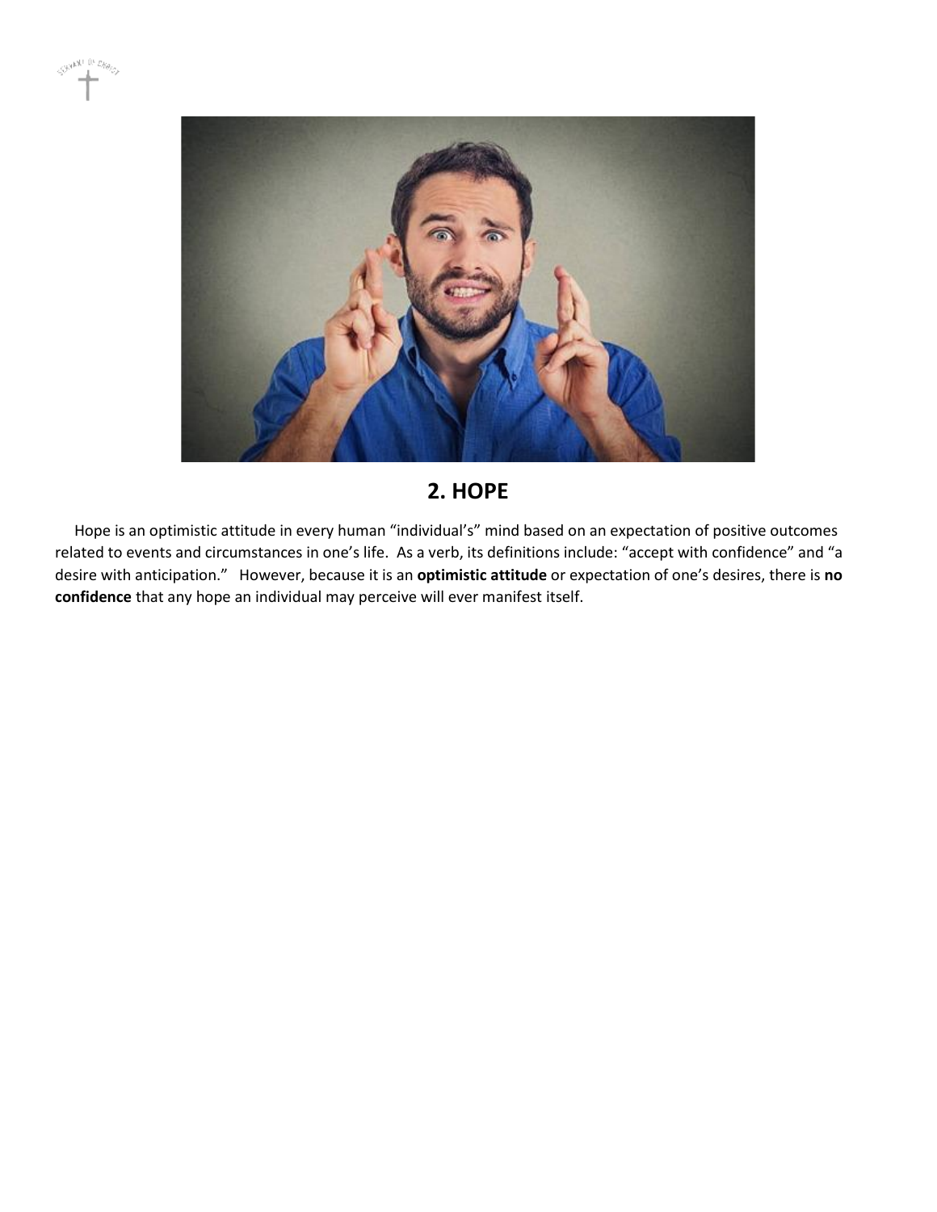## 2. HOPE

Hope is an optimistic attitude in every human “individual’s” mind based on an expectation of positive outcomes related to events and circumstances in one’s life. As a verb, its definitions include: “accept with confidence” and “a desire with anticipation.” However, because it is an **optimistic attitude** or expectation of one’s desires, there is **no confidence** that any hope an individual may perceive will ever manifest itself.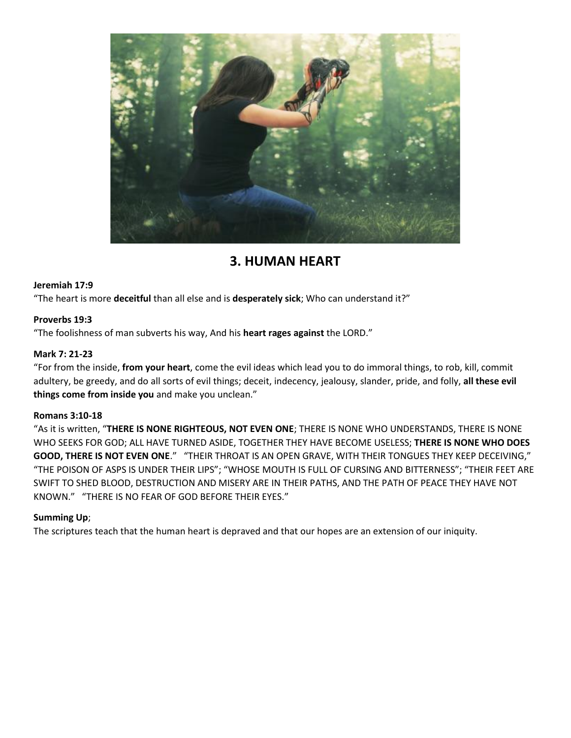## 3. HUMAN HEART

**Jeremiah 17:9**
"The heart is more **deceitful** than all else and is **desperately sick**; Who can understand it?"

**Proverbs 19:3**
"The foolishness of man subverts his way, And his **heart rages against** the LORD."

**Mark 7: 21-23**
"For from the inside, **from your heart**, come the evil ideas which lead you to do immoral things, to rob, kill, commit adultery, be greedy, and do all sorts of evil things; deceit, indecency, jealousy, slander, pride, and folly, **all these evil things come from inside you** and make you unclean."

**Romans 3:10-18**
"As it is written, "**THERE IS NONE RIGHTEOUS, NOT EVEN ONE**; THERE IS NONE WHO UNDERSTANDS, THERE IS NONE WHO SEEKS FOR GOD; ALL HAVE TURNED ASIDE, TOGETHER THEY HAVE BECOME USELESS; **THERE IS NONE WHO DOES GOOD, THERE IS NOT EVEN ONE**." "THEIR THROAT IS AN OPEN GRAVE, WITH THEIR TONGUES THEY KEEP DECEIVING," "THE POISON OF ASPS IS UNDER THEIR LIPS"; "WHOSE MOUTH IS FULL OF CURSING AND BITTERNESS"; "THEIR FEET ARE SWIFT TO SHED BLOOD, DESTRUCTION AND MISERY ARE IN THEIR PATHS, AND THE PATH OF PEACE THEY HAVE NOT KNOWN." "THERE IS NO FEAR OF GOD BEFORE THEIR EYES."

**Summing Up**;
The scriptures teach that the human heart is depraved and that our hopes are an extension of our iniquity.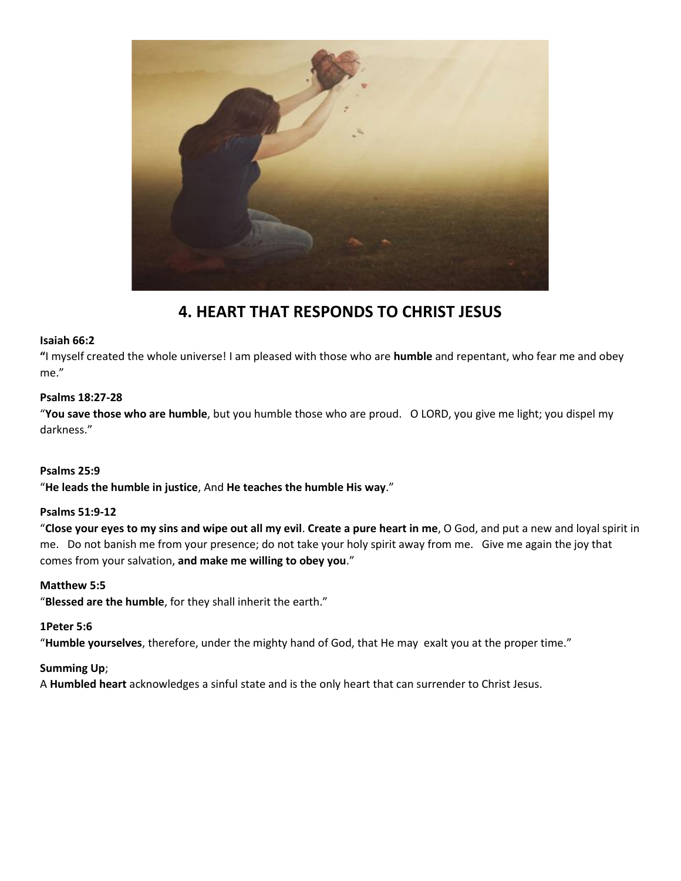## 4. HEART THAT RESPONDS TO CHRIST JESUS

**Isaiah 66:2**
**"**I myself created the whole universe! I am pleased with those who are **humble** and repentant, who fear me and obey me."

**Psalms 18:27-28**
"**You save those who are humble**, but you humble those who are proud. O LORD, you give me light; you dispel my darkness."

**Psalms 25:9**
"**He leads the humble in justice**, And **He teaches the humble His way**."

**Psalms 51:9-12**
"**Close your eyes to my sins and wipe out all my evil**. **Create a pure heart in me**, O God, and put a new and loyal spirit in me. Do not banish me from your presence; do not take your holy spirit away from me. Give me again the joy that comes from your salvation, **and make me willing to obey you**."

**Matthew 5:5**
"**Blessed are the humble**, for they shall inherit the earth."

**1Peter 5:6**
"**Humble yourselves**, therefore, under the mighty hand of God, that He may exalt you at the proper time."

**Summing Up**;
A **Humbled heart** acknowledges a sinful state and is the only heart that can surrender to Christ Jesus.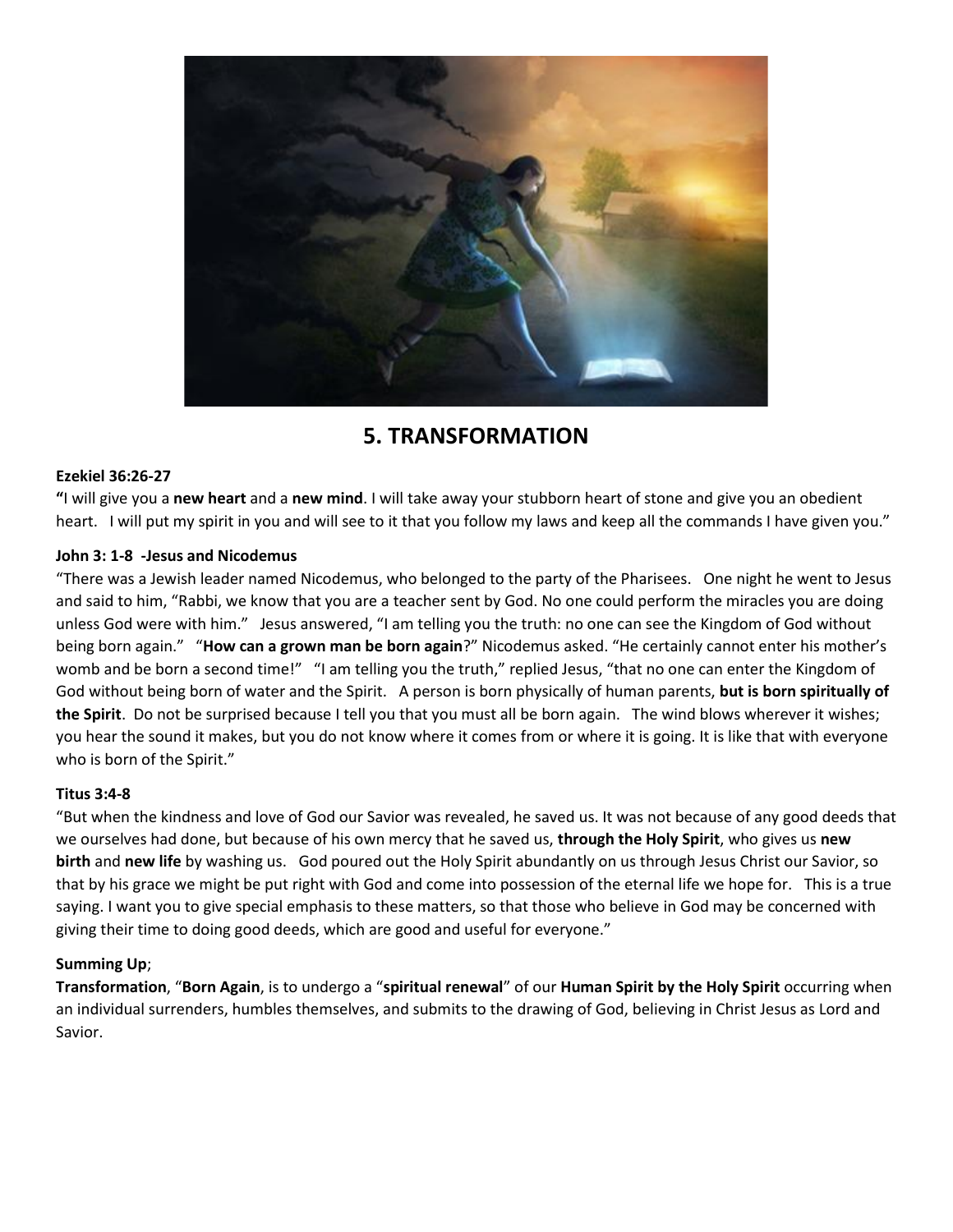# 5. TRANSFORMATION

**Ezekiel 36:26-27**

**"**I will give you a **new heart** and a **new mind**. I will take away your stubborn heart of stone and give you an obedient heart. I will put my spirit in you and will see to it that you follow my laws and keep all the commands I have given you."

**John 3: 1-8 -Jesus and Nicodemus**

"There was a Jewish leader named Nicodemus, who belonged to the party of the Pharisees. One night he went to Jesus and said to him, "Rabbi, we know that you are a teacher sent by God. No one could perform the miracles you are doing unless God were with him." Jesus answered, "I am telling you the truth: no one can see the Kingdom of God without being born again." "**How can a grown man be born again**?" Nicodemus asked. "He certainly cannot enter his mother's womb and be born a second time!" "I am telling you the truth," replied Jesus, "that no one can enter the Kingdom of God without being born of water and the Spirit. A person is born physically of human parents, **but is born spiritually of the Spirit**. Do not be surprised because I tell you that you must all be born again. The wind blows wherever it wishes; you hear the sound it makes, but you do not know where it comes from or where it is going. It is like that with everyone who is born of the Spirit."

**Titus 3:4-8**

"But when the kindness and love of God our Savior was revealed, he saved us. It was not because of any good deeds that we ourselves had done, but because of his own mercy that he saved us, **through the Holy Spirit**, who gives us **new birth** and **new life** by washing us. God poured out the Holy Spirit abundantly on us through Jesus Christ our Savior, so that by his grace we might be put right with God and come into possession of the eternal life we hope for. This is a true saying. I want you to give special emphasis to these matters, so that those who believe in God may be concerned with giving their time to doing good deeds, which are good and useful for everyone."

**Summing Up**;

**Transformation**, "**Born Again**, is to undergo a "**spiritual renewal**" of our **Human Spirit by the Holy Spirit** occurring when an individual surrenders, humbles themselves, and submits to the drawing of God, believing in Christ Jesus as Lord and Savior.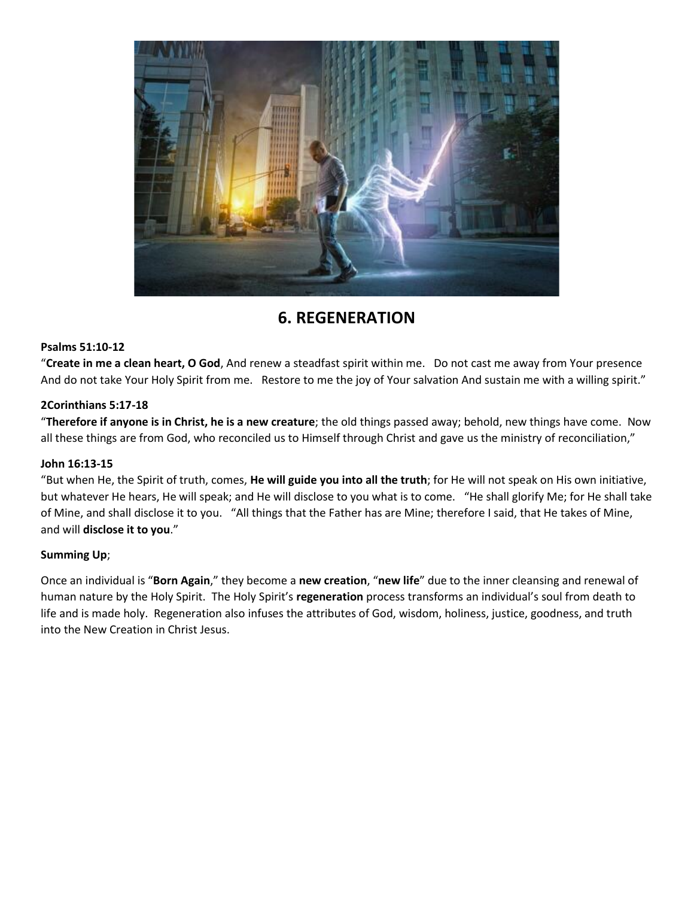# 6. REGENERATION

**Psalms 51:10-12**
"**Create in me a clean heart, O God**, And renew a steadfast spirit within me. Do not cast me away from Your presence And do not take Your Holy Spirit from me. Restore to me the joy of Your salvation And sustain me with a willing spirit."

**2Corinthians 5:17-18**
"**Therefore if anyone is in Christ, he is a new creature**; the old things passed away; behold, new things have come. Now all these things are from God, who reconciled us to Himself through Christ and gave us the ministry of reconciliation,"

**John 16:13-15**
"But when He, the Spirit of truth, comes, **He will guide you into all the truth**; for He will not speak on His own initiative, but whatever He hears, He will speak; and He will disclose to you what is to come. "He shall glorify Me; for He shall take of Mine, and shall disclose it to you. "All things that the Father has are Mine; therefore I said, that He takes of Mine, and will **disclose it to you**."

**Summing Up**;

Once an individual is "**Born Again**," they become a **new creation**, "**new life**" due to the inner cleansing and renewal of human nature by the Holy Spirit. The Holy Spirit's **regeneration** process transforms an individual's soul from death to life and is made holy. Regeneration also infuses the attributes of God, wisdom, holiness, justice, goodness, and truth into the New Creation in Christ Jesus.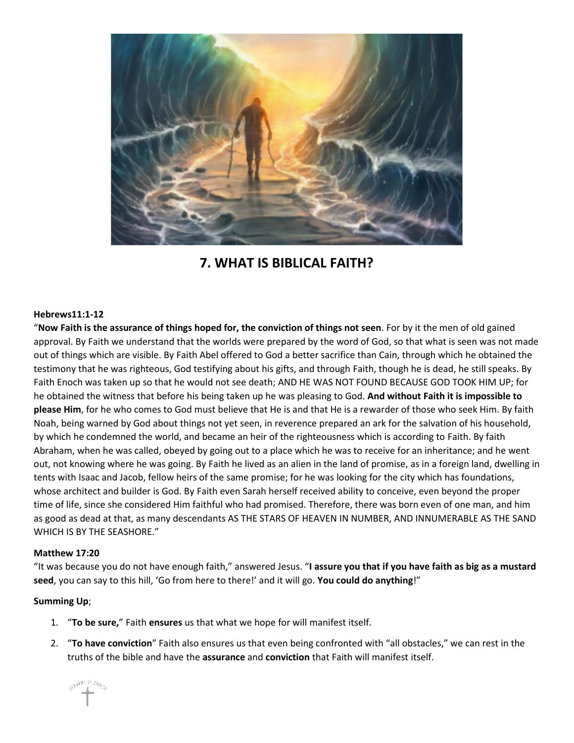# 7. WHAT IS BIBLICAL FAITH?

**Hebrews11:1-12**

"**Now Faith is the assurance of things hoped for, the conviction of things not seen**. For by it the men of old gained approval. By Faith we understand that the worlds were prepared by the word of God, so that what is seen was not made out of things which are visible. By Faith Abel offered to God a better sacrifice than Cain, through which he obtained the testimony that he was righteous, God testifying about his gifts, and through Faith, though he is dead, he still speaks. By Faith Enoch was taken up so that he would not see death; AND HE WAS NOT FOUND BECAUSE GOD TOOK HIM UP; for he obtained the witness that before his being taken up he was pleasing to God. **And without Faith it is impossible to please Him**, for he who comes to God must believe that He is and that He is a rewarder of those who seek Him. By faith Noah, being warned by God about things not yet seen, in reverence prepared an ark for the salvation of his household, by which he condemned the world, and became an heir of the righteousness which is according to Faith. By faith Abraham, when he was called, obeyed by going out to a place which he was to receive for an inheritance; and he went out, not knowing where he was going. By Faith he lived as an alien in the land of promise, as in a foreign land, dwelling in tents with Isaac and Jacob, fellow heirs of the same promise; for he was looking for the city which has foundations, whose architect and builder is God. By Faith even Sarah herself received ability to conceive, even beyond the proper time of life, since she considered Him faithful who had promised. Therefore, there was born even of one man, and him as good as dead at that, as many descendants AS THE STARS OF HEAVEN IN NUMBER, AND INNUMERABLE AS THE SAND WHICH IS BY THE SEASHORE."

**Matthew 17:20**

"It was because you do not have enough faith," answered Jesus. "**I assure you that if you have faith as big as a mustard seed**, you can say to this hill, 'Go from here to there!' and it will go. **You could do anything**!"

**Summing Up**;

1. "**To be sure,**" Faith **ensures** us that what we hope for will manifest itself.
2. "**To have conviction**" Faith also ensures us that even being confronted with "all obstacles," we can rest in the truths of the bible and have the **assurance** and **conviction** that Faith will manifest itself.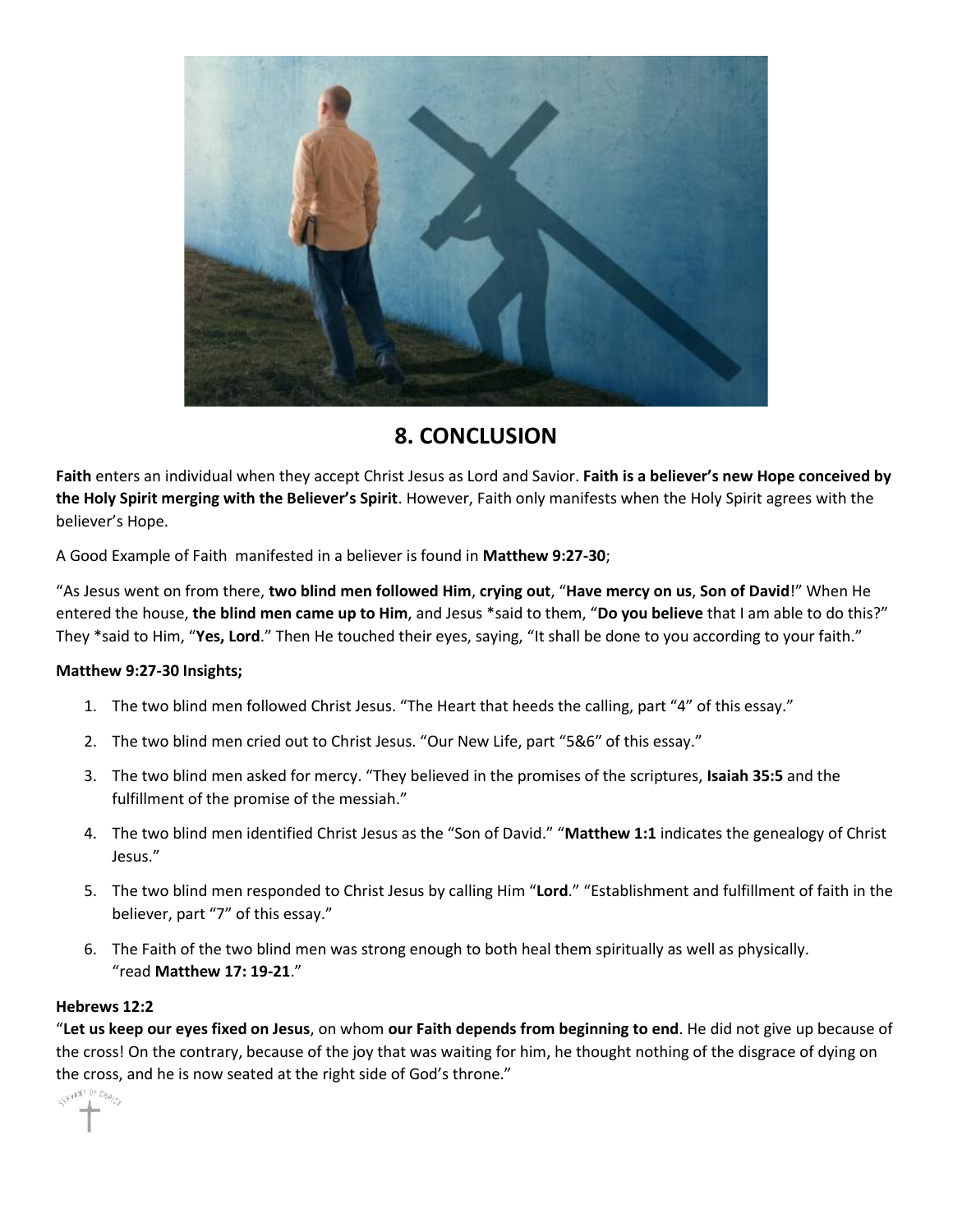## 8. CONCLUSION

**Faith** enters an individual when they accept Christ Jesus as Lord and Savior. **Faith is a believer's new Hope conceived by the Holy Spirit merging with the Believer's Spirit**. However, Faith only manifests when the Holy Spirit agrees with the believer's Hope.

A Good Example of Faith manifested in a believer is found in **Matthew 9:27-30**;

"As Jesus went on from there, **two blind men followed Him**, **crying out**, "**Have mercy on us**, **Son of David**!" When He entered the house, **the blind men came up to Him**, and Jesus *said to them, "**Do you believe** that I am able to do this?" They *said to Him, "**Yes, Lord**." Then He touched their eyes, saying, "It shall be done to you according to your faith."

**Matthew 9:27-30 Insights;**

1. The two blind men followed Christ Jesus. "The Heart that heeds the calling, part "4" of this essay."
2. The two blind men cried out to Christ Jesus. "Our New Life, part "5&6" of this essay."
3. The two blind men asked for mercy. "They believed in the promises of the scriptures, **Isaiah 35:5** and the fulfillment of the promise of the messiah."
4. The two blind men identified Christ Jesus as the "Son of David." "**Matthew 1:1** indicates the genealogy of Christ Jesus."
5. The two blind men responded to Christ Jesus by calling Him "**Lord**." "Establishment and fulfillment of faith in the believer, part "7" of this essay."
6. The Faith of the two blind men was strong enough to both heal them spiritually as well as physically. "read **Matthew 17: 19-21**."

**Hebrews 12:2**
"**Let us keep our eyes fixed on Jesus**, on whom **our Faith depends from beginning to end**. He did not give up because of the cross! On the contrary, because of the joy that was waiting for him, he thought nothing of the disgrace of dying on the cross, and he is now seated at the right side of God's throne."